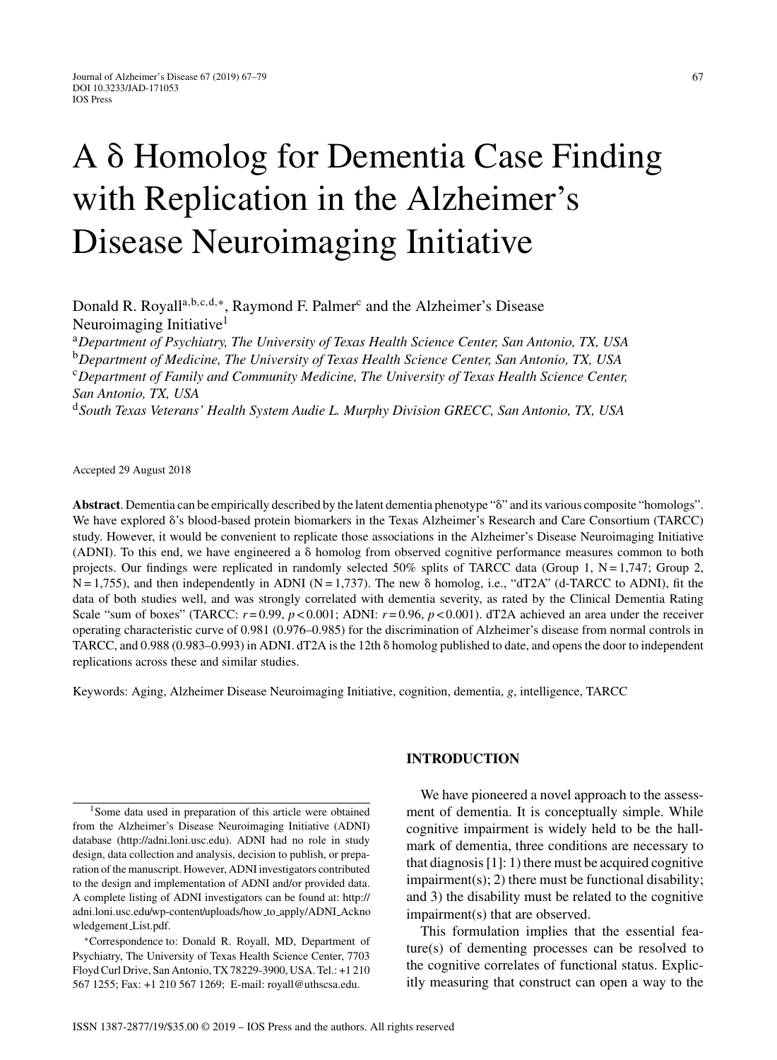# A δ Homolog for Dementia Case Finding with Replication in the Alzheimer's Disease Neuroimaging Initiative

Donald R. Royall[a,b,c,d,*], Raymond F. Palmer[c] and the Alzheimer's Disease Neuroimaging Initiative[1]

[a]*Department of Psychiatry, The University of Texas Health Science Center, San Antonio, TX, USA*
[b]*Department of Medicine, The University of Texas Health Science Center, San Antonio, TX, USA*
[c]*Department of Family and Community Medicine, The University of Texas Health Science Center, San Antonio, TX, USA*
[d]*South Texas Veterans' Health System Audie L. Murphy Division GRECC, San Antonio, TX, USA*

Accepted 29 August 2018

**Abstract**. Dementia can be empirically described by the latent dementia phenotype "δ" and its various composite "homologs". We have explored δ's blood-based protein biomarkers in the Texas Alzheimer's Research and Care Consortium (TARCC) study. However, it would be convenient to replicate those associations in the Alzheimer's Disease Neuroimaging Initiative (ADNI). To this end, we have engineered a δ homolog from observed cognitive performance measures common to both projects. Our findings were replicated in randomly selected 50% splits of TARCC data (Group 1, N = 1,747; Group 2, N = 1,755), and then independently in ADNI (N = 1,737). The new δ homolog, i.e., "dT2A" (d-TARCC to ADNI), fit the data of both studies well, and was strongly correlated with dementia severity, as rated by the Clinical Dementia Rating Scale "sum of boxes" (TARCC: $r = 0.99$, $p < 0.001$; ADNI: $r = 0.96$, $p < 0.001$). dT2A achieved an area under the receiver operating characteristic curve of 0.981 (0.976–0.985) for the discrimination of Alzheimer's disease from normal controls in TARCC, and 0.988 (0.983–0.993) in ADNI. dT2A is the 12th δ homolog published to date, and opens the door to independent replications across these and similar studies.

Keywords: Aging, Alzheimer Disease Neuroimaging Initiative, cognition, dementia, *g*, intelligence, TARCC

## INTRODUCTION

We have pioneered a novel approach to the assessment of dementia. It is conceptually simple. While cognitive impairment is widely held to be the hallmark of dementia, three conditions are necessary to that diagnosis [1]: 1) there must be acquired cognitive impairment(s); 2) there must be functional disability; and 3) the disability must be related to the cognitive impairment(s) that are observed.

This formulation implies that the essential feature(s) of dementing processes can be resolved to the cognitive correlates of functional status. Explicitly measuring that construct can open a way to the

---

[1]Some data used in preparation of this article were obtained from the Alzheimer's Disease Neuroimaging Initiative (ADNI) database (http://adni.loni.usc.edu). ADNI had no role in study design, data collection and analysis, decision to publish, or preparation of the manuscript. However, ADNI investigators contributed to the design and implementation of ADNI and/or provided data. A complete listing of ADNI investigators can be found at: http://adni.loni.usc.edu/wp-content/uploads/how_to_apply/ADNI_Acknowledgement_List.pdf.

*Correspondence to: Donald R. Royall, MD, Department of Psychiatry, The University of Texas Health Science Center, 7703 Floyd Curl Drive, San Antonio, TX 78229-3900, USA. Tel.: +1 210 567 1255; Fax: +1 210 567 1269; E-mail: royall@uthscsa.edu.

ISSN 1387-2877/19/$35.00 © 2019 – IOS Press and the authors. All rights reserved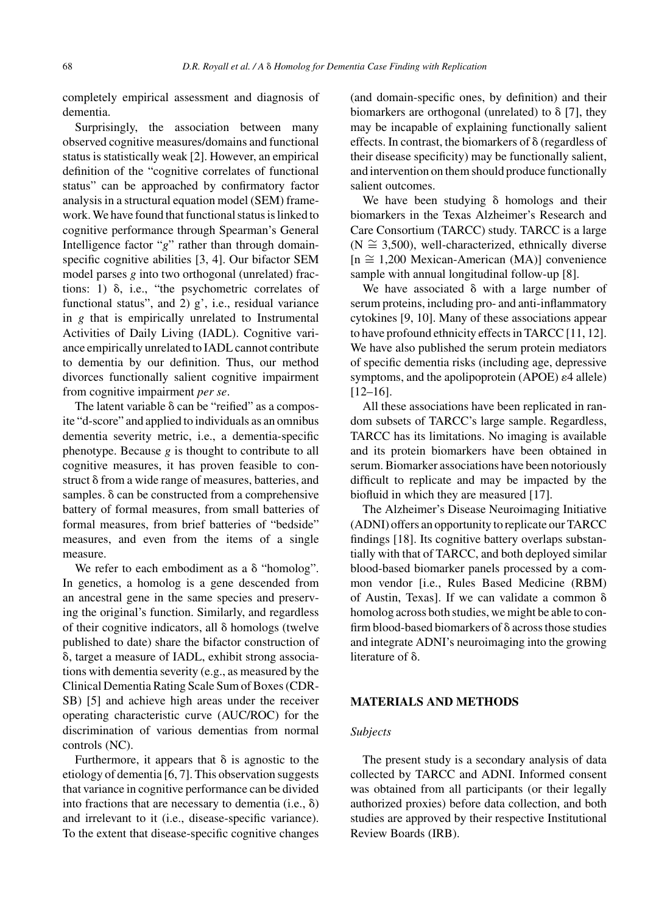completely empirical assessment and diagnosis of dementia.

Surprisingly, the association between many observed cognitive measures/domains and functional status is statistically weak [2]. However, an empirical definition of the "cognitive correlates of functional status" can be approached by confirmatory factor analysis in a structural equation model (SEM) framework. We have found that functional status is linked to cognitive performance through Spearman's General Intelligence factor "*g*" rather than through domain-specific cognitive abilities [3, 4]. Our bifactor SEM model parses *g* into two orthogonal (unrelated) fractions: 1) δ, i.e., "the psychometric correlates of functional status", and 2) g', i.e., residual variance in *g* that is empirically unrelated to Instrumental Activities of Daily Living (IADL). Cognitive variance empirically unrelated to IADL cannot contribute to dementia by our definition. Thus, our method divorces functionally salient cognitive impairment from cognitive impairment *per se*.

The latent variable δ can be "reified" as a composite "d-score" and applied to individuals as an omnibus dementia severity metric, i.e., a dementia-specific phenotype. Because *g* is thought to contribute to all cognitive measures, it has proven feasible to construct δ from a wide range of measures, batteries, and samples. δ can be constructed from a comprehensive battery of formal measures, from small batteries of formal measures, from brief batteries of "bedside" measures, and even from the items of a single measure.

We refer to each embodiment as a δ "homolog". In genetics, a homolog is a gene descended from an ancestral gene in the same species and preserving the original's function. Similarly, and regardless of their cognitive indicators, all δ homologs (twelve published to date) share the bifactor construction of δ, target a measure of IADL, exhibit strong associations with dementia severity (e.g., as measured by the Clinical Dementia Rating Scale Sum of Boxes (CDR-SB) [5] and achieve high areas under the receiver operating characteristic curve (AUC/ROC) for the discrimination of various dementias from normal controls (NC).

Furthermore, it appears that δ is agnostic to the etiology of dementia [6, 7]. This observation suggests that variance in cognitive performance can be divided into fractions that are necessary to dementia (i.e., δ) and irrelevant to it (i.e., disease-specific variance). To the extent that disease-specific cognitive changes (and domain-specific ones, by definition) and their biomarkers are orthogonal (unrelated) to δ [7], they may be incapable of explaining functionally salient effects. In contrast, the biomarkers of δ (regardless of their disease specificity) may be functionally salient, and intervention on them should produce functionally salient outcomes.

We have been studying δ homologs and their biomarkers in the Texas Alzheimer's Research and Care Consortium (TARCC) study. TARCC is a large (N ≅ 3,500), well-characterized, ethnically diverse [n ≅ 1,200 Mexican-American (MA)] convenience sample with annual longitudinal follow-up [8].

We have associated δ with a large number of serum proteins, including pro- and anti-inflammatory cytokines [9, 10]. Many of these associations appear to have profound ethnicity effects in TARCC [11, 12]. We have also published the serum protein mediators of specific dementia risks (including age, depressive symptoms, and the apolipoprotein (APOE) ε4 allele) [12–16].

All these associations have been replicated in random subsets of TARCC's large sample. Regardless, TARCC has its limitations. No imaging is available and its protein biomarkers have been obtained in serum. Biomarker associations have been notoriously difficult to replicate and may be impacted by the biofluid in which they are measured [17].

The Alzheimer's Disease Neuroimaging Initiative (ADNI) offers an opportunity to replicate our TARCC findings [18]. Its cognitive battery overlaps substantially with that of TARCC, and both deployed similar blood-based biomarker panels processed by a common vendor [i.e., Rules Based Medicine (RBM) of Austin, Texas]. If we can validate a common δ homolog across both studies, we might be able to confirm blood-based biomarkers of δ across those studies and integrate ADNI's neuroimaging into the growing literature of δ.

## MATERIALS AND METHODS

### *Subjects*

The present study is a secondary analysis of data collected by TARCC and ADNI. Informed consent was obtained from all participants (or their legally authorized proxies) before data collection, and both studies are approved by their respective Institutional Review Boards (IRB).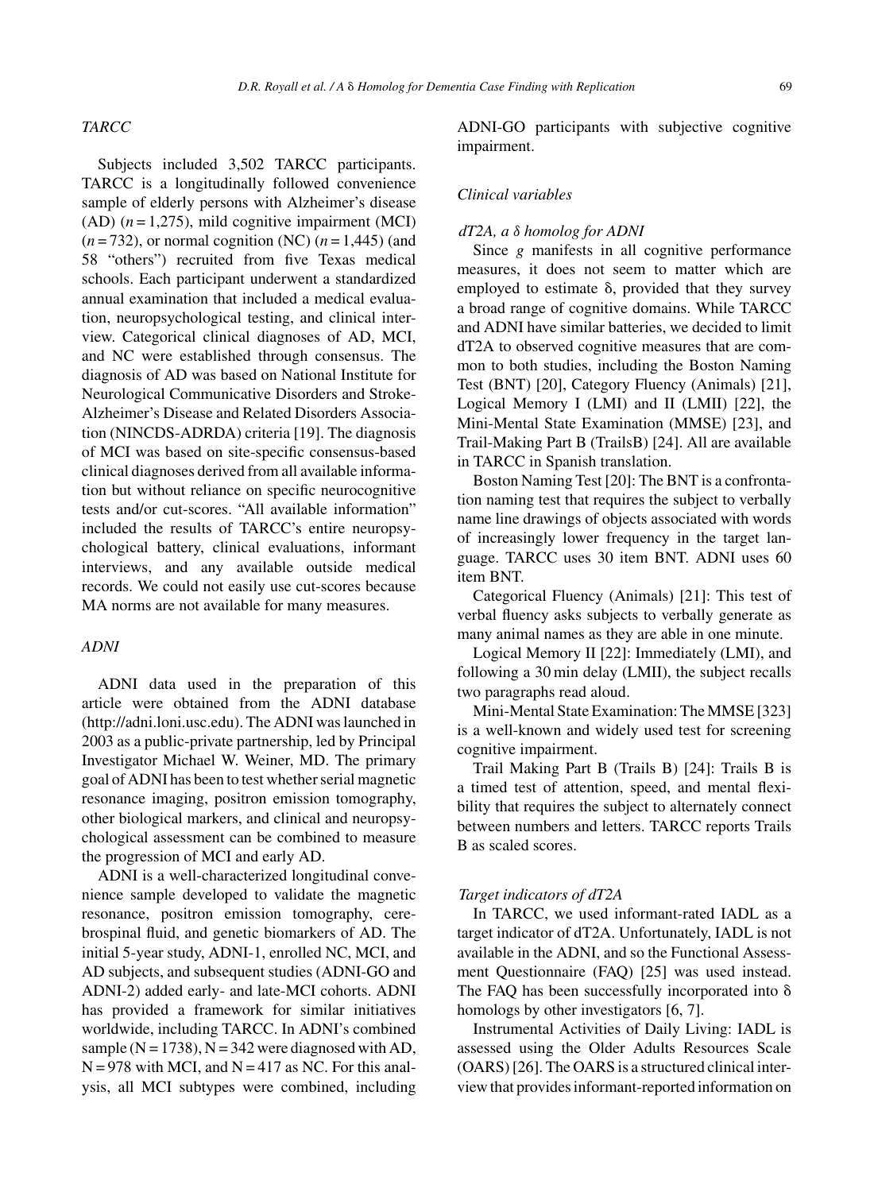### *TARCC*

Subjects included 3,502 TARCC participants. TARCC is a longitudinally followed convenience sample of elderly persons with Alzheimer's disease (AD) ($n = 1{,}275$), mild cognitive impairment (MCI) ($n = 732$), or normal cognition (NC) ($n = 1{,}445$) (and 58 "others") recruited from five Texas medical schools. Each participant underwent a standardized annual examination that included a medical evaluation, neuropsychological testing, and clinical interview. Categorical clinical diagnoses of AD, MCI, and NC were established through consensus. The diagnosis of AD was based on National Institute for Neurological Communicative Disorders and Stroke-Alzheimer's Disease and Related Disorders Association (NINCDS-ADRDA) criteria [19]. The diagnosis of MCI was based on site-specific consensus-based clinical diagnoses derived from all available information but without reliance on specific neurocognitive tests and/or cut-scores. "All available information" included the results of TARCC's entire neuropsychological battery, clinical evaluations, informant interviews, and any available outside medical records. We could not easily use cut-scores because MA norms are not available for many measures.

### *ADNI*

ADNI data used in the preparation of this article were obtained from the ADNI database (http://adni.loni.usc.edu). The ADNI was launched in 2003 as a public-private partnership, led by Principal Investigator Michael W. Weiner, MD. The primary goal of ADNI has been to test whether serial magnetic resonance imaging, positron emission tomography, other biological markers, and clinical and neuropsychological assessment can be combined to measure the progression of MCI and early AD.

ADNI is a well-characterized longitudinal convenience sample developed to validate the magnetic resonance, positron emission tomography, cerebrospinal fluid, and genetic biomarkers of AD. The initial 5-year study, ADNI-1, enrolled NC, MCI, and AD subjects, and subsequent studies (ADNI-GO and ADNI-2) added early- and late-MCI cohorts. ADNI has provided a framework for similar initiatives worldwide, including TARCC. In ADNI's combined sample ($N = 1738$), $N = 342$ were diagnosed with AD, $N = 978$ with MCI, and $N = 417$ as NC. For this analysis, all MCI subtypes were combined, including ADNI-GO participants with subjective cognitive impairment.

### *Clinical variables*

#### *dT2A, a δ homolog for ADNI*

Since *g* manifests in all cognitive performance measures, it does not seem to matter which are employed to estimate δ, provided that they survey a broad range of cognitive domains. While TARCC and ADNI have similar batteries, we decided to limit dT2A to observed cognitive measures that are common to both studies, including the Boston Naming Test (BNT) [20], Category Fluency (Animals) [21], Logical Memory I (LMI) and II (LMII) [22], the Mini-Mental State Examination (MMSE) [23], and Trail-Making Part B (TrailsB) [24]. All are available in TARCC in Spanish translation.

Boston Naming Test [20]: The BNT is a confrontation naming test that requires the subject to verbally name line drawings of objects associated with words of increasingly lower frequency in the target language. TARCC uses 30 item BNT. ADNI uses 60 item BNT.

Categorical Fluency (Animals) [21]: This test of verbal fluency asks subjects to verbally generate as many animal names as they are able in one minute.

Logical Memory II [22]: Immediately (LMI), and following a 30 min delay (LMII), the subject recalls two paragraphs read aloud.

Mini-Mental State Examination: The MMSE [323] is a well-known and widely used test for screening cognitive impairment.

Trail Making Part B (Trails B) [24]: Trails B is a timed test of attention, speed, and mental flexibility that requires the subject to alternately connect between numbers and letters. TARCC reports Trails B as scaled scores.

#### *Target indicators of dT2A*

In TARCC, we used informant-rated IADL as a target indicator of dT2A. Unfortunately, IADL is not available in the ADNI, and so the Functional Assessment Questionnaire (FAQ) [25] was used instead. The FAQ has been successfully incorporated into δ homologs by other investigators [6, 7].

Instrumental Activities of Daily Living: IADL is assessed using the Older Adults Resources Scale (OARS) [26]. The OARS is a structured clinical interview that provides informant-reported information on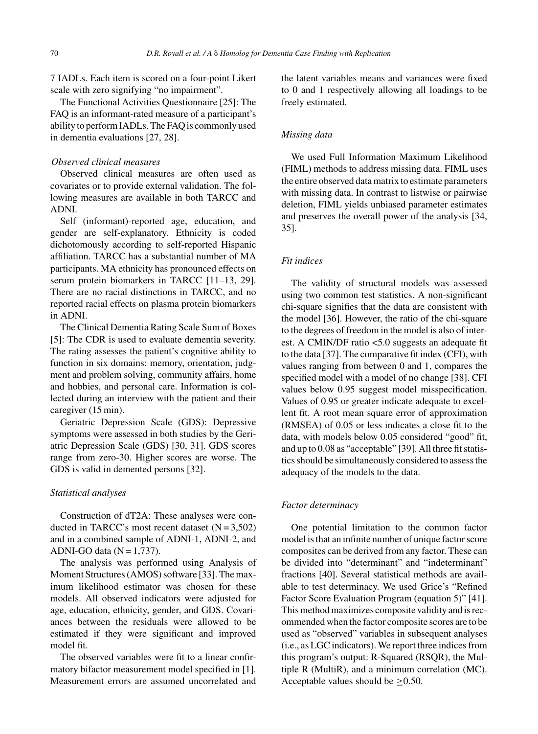7 IADLs. Each item is scored on a four-point Likert scale with zero signifying "no impairment".

The Functional Activities Questionnaire [25]: The FAQ is an informant-rated measure of a participant's ability to perform IADLs. The FAQ is commonly used in dementia evaluations [27, 28].

### *Observed clinical measures*

Observed clinical measures are often used as covariates or to provide external validation. The following measures are available in both TARCC and ADNI.

Self (informant)-reported age, education, and gender are self-explanatory. Ethnicity is coded dichotomously according to self-reported Hispanic affiliation. TARCC has a substantial number of MA participants. MA ethnicity has pronounced effects on serum protein biomarkers in TARCC [11–13, 29]. There are no racial distinctions in TARCC, and no reported racial effects on plasma protein biomarkers in ADNI.

The Clinical Dementia Rating Scale Sum of Boxes [5]: The CDR is used to evaluate dementia severity. The rating assesses the patient's cognitive ability to function in six domains: memory, orientation, judgment and problem solving, community affairs, home and hobbies, and personal care. Information is collected during an interview with the patient and their caregiver (15 min).

Geriatric Depression Scale (GDS): Depressive symptoms were assessed in both studies by the Geriatric Depression Scale (GDS) [30, 31]. GDS scores range from zero-30. Higher scores are worse. The GDS is valid in demented persons [32].

### *Statistical analyses*

Construction of dT2A: These analyses were conducted in TARCC's most recent dataset (N = 3,502) and in a combined sample of ADNI-1, ADNI-2, and ADNI-GO data (N = 1,737).

The analysis was performed using Analysis of Moment Structures (AMOS) software [33]. The maximum likelihood estimator was chosen for these models. All observed indicators were adjusted for age, education, ethnicity, gender, and GDS. Covariances between the residuals were allowed to be estimated if they were significant and improved model fit.

The observed variables were fit to a linear confirmatory bifactor measurement model specified in [1]. Measurement errors are assumed uncorrelated and the latent variables means and variances were fixed to 0 and 1 respectively allowing all loadings to be freely estimated.

### *Missing data*

We used Full Information Maximum Likelihood (FIML) methods to address missing data. FIML uses the entire observed data matrix to estimate parameters with missing data. In contrast to listwise or pairwise deletion, FIML yields unbiased parameter estimates and preserves the overall power of the analysis [34, 35].

### *Fit indices*

The validity of structural models was assessed using two common test statistics. A non-significant chi-square signifies that the data are consistent with the model [36]. However, the ratio of the chi-square to the degrees of freedom in the model is also of interest. A CMIN/DF ratio <5.0 suggests an adequate fit to the data [37]. The comparative fit index (CFI), with values ranging from between 0 and 1, compares the specified model with a model of no change [38]. CFI values below 0.95 suggest model misspecification. Values of 0.95 or greater indicate adequate to excellent fit. A root mean square error of approximation (RMSEA) of 0.05 or less indicates a close fit to the data, with models below 0.05 considered "good" fit, and up to 0.08 as "acceptable" [39]. All three fit statistics should be simultaneously considered to assess the adequacy of the models to the data.

### *Factor determinacy*

One potential limitation to the common factor model is that an infinite number of unique factor score composites can be derived from any factor. These can be divided into "determinant" and "indeterminant" fractions [40]. Several statistical methods are available to test determinacy. We used Grice's "Refined Factor Score Evaluation Program (equation 5)" [41]. This method maximizes composite validity and is recommended when the factor composite scores are to be used as "observed" variables in subsequent analyses (i.e., as LGC indicators). We report three indices from this program's output: R-Squared (RSQR), the Multiple R (MultiR), and a minimum correlation (MC). Acceptable values should be $\geq$0.50.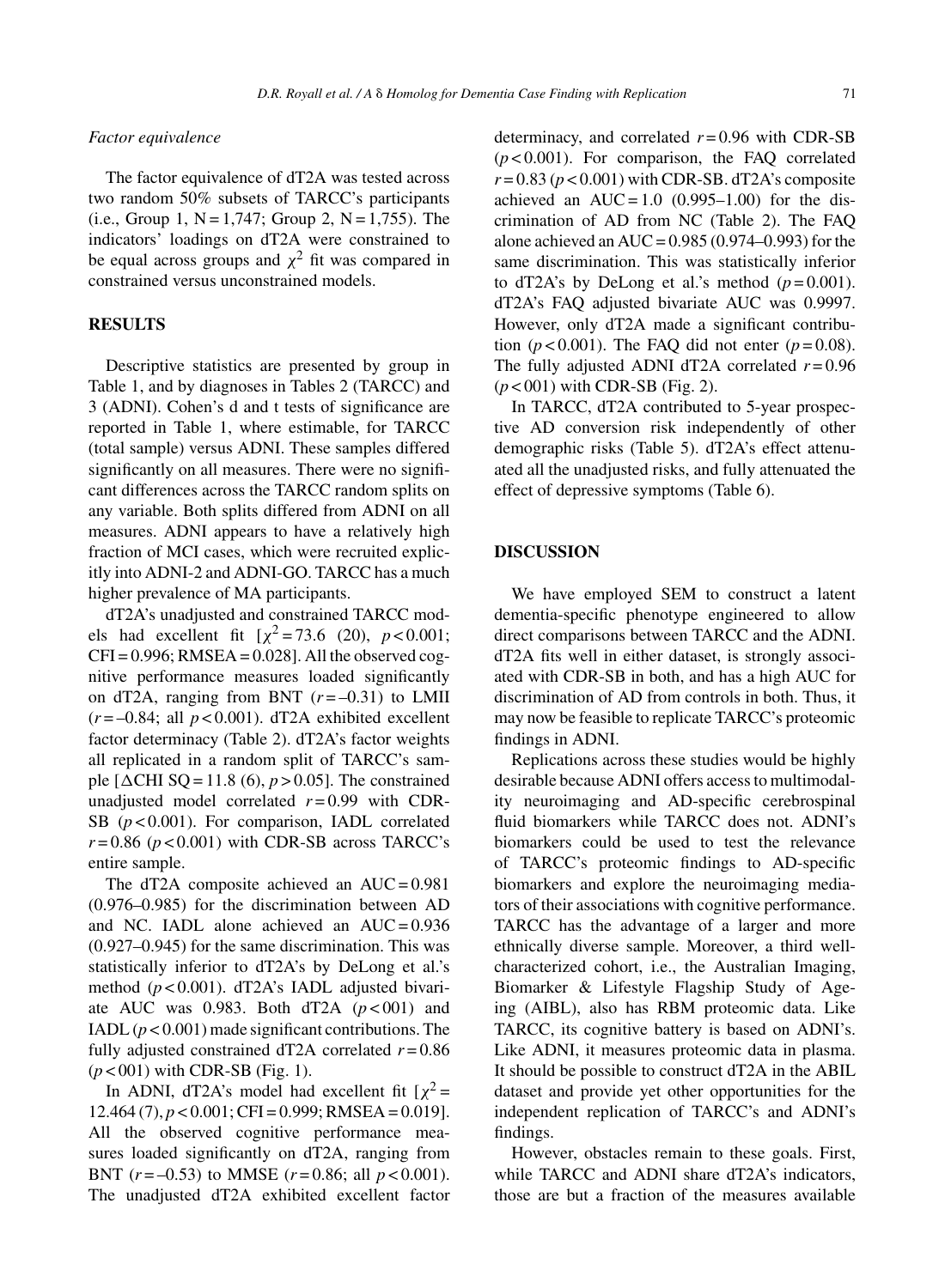*Factor equivalence*

The factor equivalence of dT2A was tested across two random 50% subsets of TARCC's participants (i.e., Group 1, N = 1,747; Group 2, N = 1,755). The indicators' loadings on dT2A were constrained to be equal across groups and $\chi^2$ fit was compared in constrained versus unconstrained models.

## RESULTS

Descriptive statistics are presented by group in Table 1, and by diagnoses in Tables 2 (TARCC) and 3 (ADNI). Cohen's d and t tests of significance are reported in Table 1, where estimable, for TARCC (total sample) versus ADNI. These samples differed significantly on all measures. There were no significant differences across the TARCC random splits on any variable. Both splits differed from ADNI on all measures. ADNI appears to have a relatively high fraction of MCI cases, which were recruited explicitly into ADNI-2 and ADNI-GO. TARCC has a much higher prevalence of MA participants.

dT2A's unadjusted and constrained TARCC models had excellent fit [$\chi^2 = 73.6$ (20), $p < 0.001$; CFI = 0.996; RMSEA = 0.028]. All the observed cognitive performance measures loaded significantly on dT2A, ranging from BNT ($r = -0.31$) to LMII ($r = -0.84$; all $p < 0.001$). dT2A exhibited excellent factor determinacy (Table 2). dT2A's factor weights all replicated in a random split of TARCC's sample [$\Delta$CHI SQ = 11.8 (6), $p > 0.05$]. The constrained unadjusted model correlated $r = 0.99$ with CDR-SB ($p < 0.001$). For comparison, IADL correlated $r = 0.86$ ($p < 0.001$) with CDR-SB across TARCC's entire sample.

The dT2A composite achieved an AUC = 0.981 (0.976–0.985) for the discrimination between AD and NC. IADL alone achieved an AUC = 0.936 (0.927–0.945) for the same discrimination. This was statistically inferior to dT2A's by DeLong et al.'s method ($p < 0.001$). dT2A's IADL adjusted bivariate AUC was 0.983. Both dT2A ($p < 001$) and IADL ($p < 0.001$) made significant contributions. The fully adjusted constrained dT2A correlated $r = 0.86$ ($p < 001$) with CDR-SB (Fig. 1).

In ADNI, dT2A's model had excellent fit [$\chi^2 = 12.464$ (7), $p < 0.001$; CFI = 0.999; RMSEA = 0.019]. All the observed cognitive performance measures loaded significantly on dT2A, ranging from BNT ($r = -0.53$) to MMSE ($r = 0.86$; all $p < 0.001$). The unadjusted dT2A exhibited excellent factor determinacy, and correlated $r = 0.96$ with CDR-SB ($p < 0.001$). For comparison, the FAQ correlated $r = 0.83$ ($p < 0.001$) with CDR-SB. dT2A's composite achieved an AUC = 1.0 (0.995–1.00) for the discrimination of AD from NC (Table 2). The FAQ alone achieved an AUC = 0.985 (0.974–0.993) for the same discrimination. This was statistically inferior to dT2A's by DeLong et al.'s method ($p = 0.001$). dT2A's FAQ adjusted bivariate AUC was 0.9997. However, only dT2A made a significant contribution ($p < 0.001$). The FAQ did not enter ($p = 0.08$). The fully adjusted ADNI dT2A correlated $r = 0.96$ ($p < 001$) with CDR-SB (Fig. 2).

In TARCC, dT2A contributed to 5-year prospective AD conversion risk independently of other demographic risks (Table 5). dT2A's effect attenuated all the unadjusted risks, and fully attenuated the effect of depressive symptoms (Table 6).

## DISCUSSION

We have employed SEM to construct a latent dementia-specific phenotype engineered to allow direct comparisons between TARCC and the ADNI. dT2A fits well in either dataset, is strongly associated with CDR-SB in both, and has a high AUC for discrimination of AD from controls in both. Thus, it may now be feasible to replicate TARCC's proteomic findings in ADNI.

Replications across these studies would be highly desirable because ADNI offers access to multimodality neuroimaging and AD-specific cerebrospinal fluid biomarkers while TARCC does not. ADNI's biomarkers could be used to test the relevance of TARCC's proteomic findings to AD-specific biomarkers and explore the neuroimaging mediators of their associations with cognitive performance. TARCC has the advantage of a larger and more ethnically diverse sample. Moreover, a third well-characterized cohort, i.e., the Australian Imaging, Biomarker & Lifestyle Flagship Study of Ageing (AIBL), also has RBM proteomic data. Like TARCC, its cognitive battery is based on ADNI's. Like ADNI, it measures proteomic data in plasma. It should be possible to construct dT2A in the ABIL dataset and provide yet other opportunities for the independent replication of TARCC's and ADNI's findings.

However, obstacles remain to these goals. First, while TARCC and ADNI share dT2A's indicators, those are but a fraction of the measures available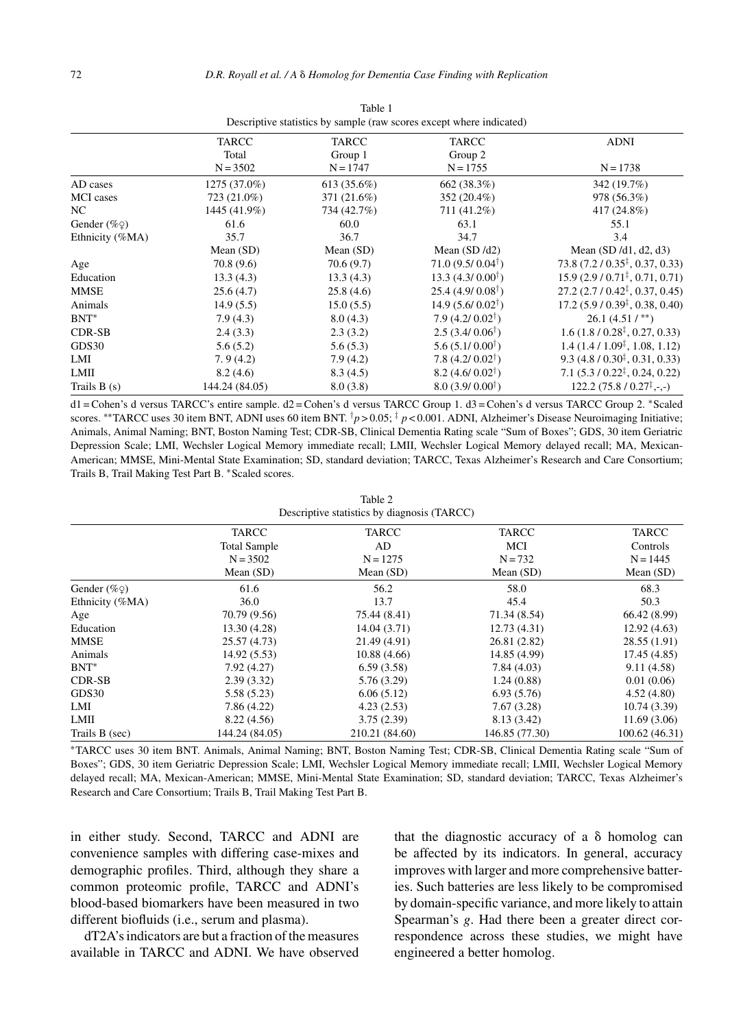Table 1

Descriptive statistics by sample (raw scores except where indicated)

| | TARCC Total N = 3502 | TARCC Group 1 N = 1747 | TARCC Group 2 N = 1755 | ADNI N = 1738 |
|---|---|---|---|---|
| AD cases | 1275 (37.0%) | 613 (35.6%) | 662 (38.3%) | 342 (19.7%) |
| MCI cases | 723 (21.0%) | 371 (21.6%) | 352 (20.4%) | 978 (56.3%) |
| NC | 1445 (41.9%) | 734 (42.7%) | 711 (41.2%) | 417 (24.8%) |
| Gender (%♀) | 61.6 | 60.0 | 63.1 | 55.1 |
| Ethnicity (%MA) | 35.7 | 36.7 | 34.7 | 3.4 |
| | Mean (SD) | Mean (SD) | Mean (SD /d2) | Mean (SD /d1, d2, d3) |
| Age | 70.8 (9.6) | 70.6 (9.7) | 71.0 (9.5/ 0.04[†]) | 73.8 (7.2 / 0.35[‡], 0.37, 0.33) |
| Education | 13.3 (4.3) | 13.3 (4.3) | 13.3 (4.3/ 0.00[†]) | 15.9 (2.9 / 0.71[‡], 0.71, 0.71) |
| MMSE | 25.6 (4.7) | 25.8 (4.6) | 25.4 (4.9/ 0.08[†]) | 27.2 (2.7 / 0.42[‡], 0.37, 0.45) |
| Animals | 14.9 (5.5) | 15.0 (5.5) | 14.9 (5.6/ 0.02[†]) | 17.2 (5.9 / 0.39[‡], 0.38, 0.40) |
| BNT* | 7.9 (4.3) | 8.0 (4.3) | 7.9 (4.2/ 0.02[†]) | 26.1 (4.51 / **) |
| CDR-SB | 2.4 (3.3) | 2.3 (3.2) | 2.5 (3.4/ 0.06[†]) | 1.6 (1.8 / 0.28[‡], 0.27, 0.33) |
| GDS30 | 5.6 (5.2) | 5.6 (5.3) | 5.6 (5.1/ 0.00[†]) | 1.4 (1.4 / 1.09[‡], 1.08, 1.12) |
| LMI | 7. 9 (4.2) | 7.9 (4.2) | 7.8 (4.2/ 0.02[†]) | 9.3 (4.8 / 0.30[‡], 0.31, 0.33) |
| LMII | 8.2 (4.6) | 8.3 (4.5) | 8.2 (4.6/ 0.02[†]) | 7.1 (5.3 / 0.22[‡], 0.24, 0.22) |
| Trails B (s) | 144.24 (84.05) | 8.0 (3.8) | 8.0 (3.9/ 0.00[†]) | 122.2 (75.8 / 0.27[‡],-,-) |

d1 = Cohen's d versus TARCC's entire sample. d2 = Cohen's d versus TARCC Group 1. d3 = Cohen's d versus TARCC Group 2. *Scaled scores. **TARCC uses 30 item BNT, ADNI uses 60 item BNT. [†]$p > 0.05$; [‡] $p < 0.001$. ADNI, Alzheimer's Disease Neuroimaging Initiative; Animals, Animal Naming; BNT, Boston Naming Test; CDR-SB, Clinical Dementia Rating scale "Sum of Boxes"; GDS, 30 item Geriatric Depression Scale; LMI, Wechsler Logical Memory immediate recall; LMII, Wechsler Logical Memory delayed recall; MA, Mexican-American; MMSE, Mini-Mental State Examination; SD, standard deviation; TARCC, Texas Alzheimer's Research and Care Consortium; Trails B, Trail Making Test Part B. *Scaled scores.

Table 2

Descriptive statistics by diagnosis (TARCC)

| | TARCC Total Sample N = 3502 Mean (SD) | TARCC AD N = 1275 Mean (SD) | TARCC MCI N = 732 Mean (SD) | TARCC Controls N = 1445 Mean (SD) |
|---|---|---|---|---|
| Gender (%♀) | 61.6 | 56.2 | 58.0 | 68.3 |
| Ethnicity (%MA) | 36.0 | 13.7 | 45.4 | 50.3 |
| Age | 70.79 (9.56) | 75.44 (8.41) | 71.34 (8.54) | 66.42 (8.99) |
| Education | 13.30 (4.28) | 14.04 (3.71) | 12.73 (4.31) | 12.92 (4.63) |
| MMSE | 25.57 (4.73) | 21.49 (4.91) | 26.81 (2.82) | 28.55 (1.91) |
| Animals | 14.92 (5.53) | 10.88 (4.66) | 14.85 (4.99) | 17.45 (4.85) |
| BNT* | 7.92 (4.27) | 6.59 (3.58) | 7.84 (4.03) | 9.11 (4.58) |
| CDR-SB | 2.39 (3.32) | 5.76 (3.29) | 1.24 (0.88) | 0.01 (0.06) |
| GDS30 | 5.58 (5.23) | 6.06 (5.12) | 6.93 (5.76) | 4.52 (4.80) |
| LMI | 7.86 (4.22) | 4.23 (2.53) | 7.67 (3.28) | 10.74 (3.39) |
| LMII | 8.22 (4.56) | 3.75 (2.39) | 8.13 (3.42) | 11.69 (3.06) |
| Trails B (sec) | 144.24 (84.05) | 210.21 (84.60) | 146.85 (77.30) | 100.62 (46.31) |

*TARCC uses 30 item BNT. Animals, Animal Naming; BNT, Boston Naming Test; CDR-SB, Clinical Dementia Rating scale "Sum of Boxes"; GDS, 30 item Geriatric Depression Scale; LMI, Wechsler Logical Memory immediate recall; LMII, Wechsler Logical Memory delayed recall; MA, Mexican-American; MMSE, Mini-Mental State Examination; SD, standard deviation; TARCC, Texas Alzheimer's Research and Care Consortium; Trails B, Trail Making Test Part B.

in either study. Second, TARCC and ADNI are convenience samples with differing case-mixes and demographic profiles. Third, although they share a common proteomic profile, TARCC and ADNI's blood-based biomarkers have been measured in two different biofluids (i.e., serum and plasma).

dT2A's indicators are but a fraction of the measures available in TARCC and ADNI. We have observed that the diagnostic accuracy of a δ homolog can be affected by its indicators. In general, accuracy improves with larger and more comprehensive batteries. Such batteries are less likely to be compromised by domain-specific variance, and more likely to attain Spearman's *g*. Had there been a greater direct correspondence across these studies, we might have engineered a better homolog.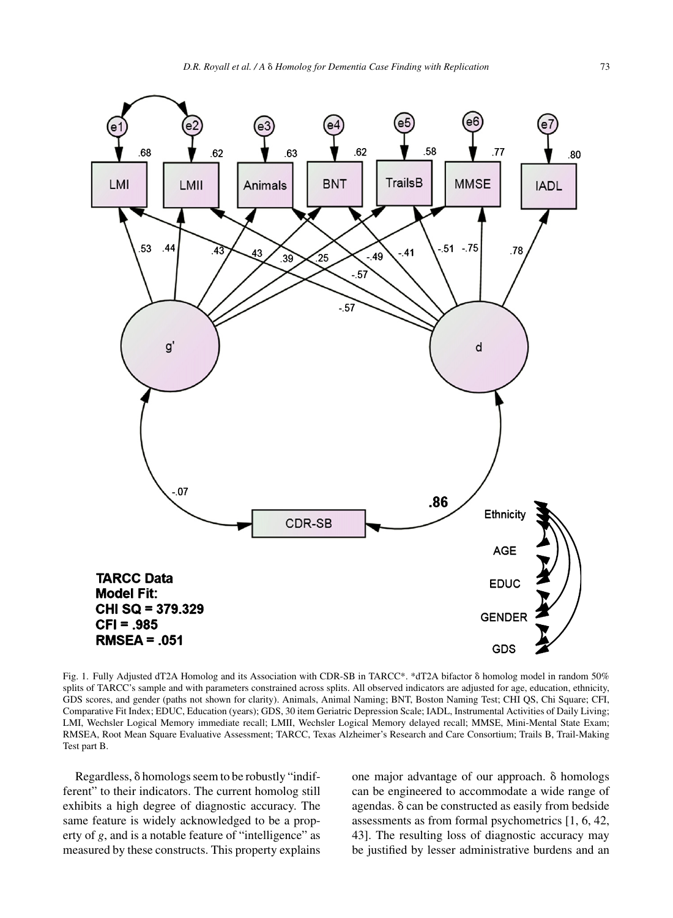Fig. 1. Fully Adjusted dT2A Homolog and its Association with CDR-SB in TARCC*. *dT2A bifactor δ homolog model in random 50% splits of TARCC's sample and with parameters constrained across splits. All observed indicators are adjusted for age, education, ethnicity, GDS scores, and gender (paths not shown for clarity). Animals, Animal Naming; BNT, Boston Naming Test; CHI QS, Chi Square; CFI, Comparative Fit Index; EDUC, Education (years); GDS, 30 item Geriatric Depression Scale; IADL, Instrumental Activities of Daily Living; LMI, Wechsler Logical Memory immediate recall; LMII, Wechsler Logical Memory delayed recall; MMSE, Mini-Mental State Exam; RMSEA, Root Mean Square Evaluative Assessment; TARCC, Texas Alzheimer's Research and Care Consortium; Trails B, Trail-Making Test part B.

Regardless, δ homologs seem to be robustly "indifferent" to their indicators. The current homolog still exhibits a high degree of diagnostic accuracy. The same feature is widely acknowledged to be a property of *g*, and is a notable feature of "intelligence" as measured by these constructs. This property explains one major advantage of our approach. δ homologs can be engineered to accommodate a wide range of agendas. δ can be constructed as easily from bedside assessments as from formal psychometrics [1, 6, 42, 43]. The resulting loss of diagnostic accuracy may be justified by lesser administrative burdens and an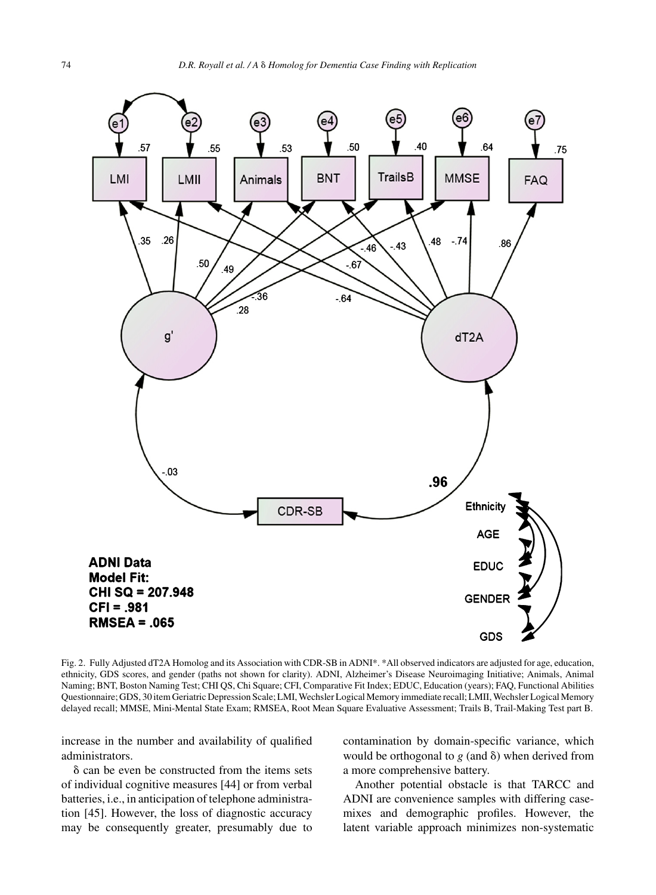Fig. 2. Fully Adjusted dT2A Homolog and its Association with CDR-SB in ADNI*. *All observed indicators are adjusted for age, education, ethnicity, GDS scores, and gender (paths not shown for clarity). ADNI, Alzheimer's Disease Neuroimaging Initiative; Animals, Animal Naming; BNT, Boston Naming Test; CHI QS, Chi Square; CFI, Comparative Fit Index; EDUC, Education (years); FAQ, Functional Abilities Questionnaire; GDS, 30 item Geriatric Depression Scale; LMI, Wechsler Logical Memory immediate recall; LMII, Wechsler Logical Memory delayed recall; MMSE, Mini-Mental State Exam; RMSEA, Root Mean Square Evaluative Assessment; Trails B, Trail-Making Test part B.

increase in the number and availability of qualified administrators.

δ can be even be constructed from the items sets of individual cognitive measures [44] or from verbal batteries, i.e., in anticipation of telephone administration [45]. However, the loss of diagnostic accuracy may be consequently greater, presumably due to contamination by domain-specific variance, which would be orthogonal to *g* (and δ) when derived from a more comprehensive battery.

Another potential obstacle is that TARCC and ADNI are convenience samples with differing case-mixes and demographic profiles. However, the latent variable approach minimizes non-systematic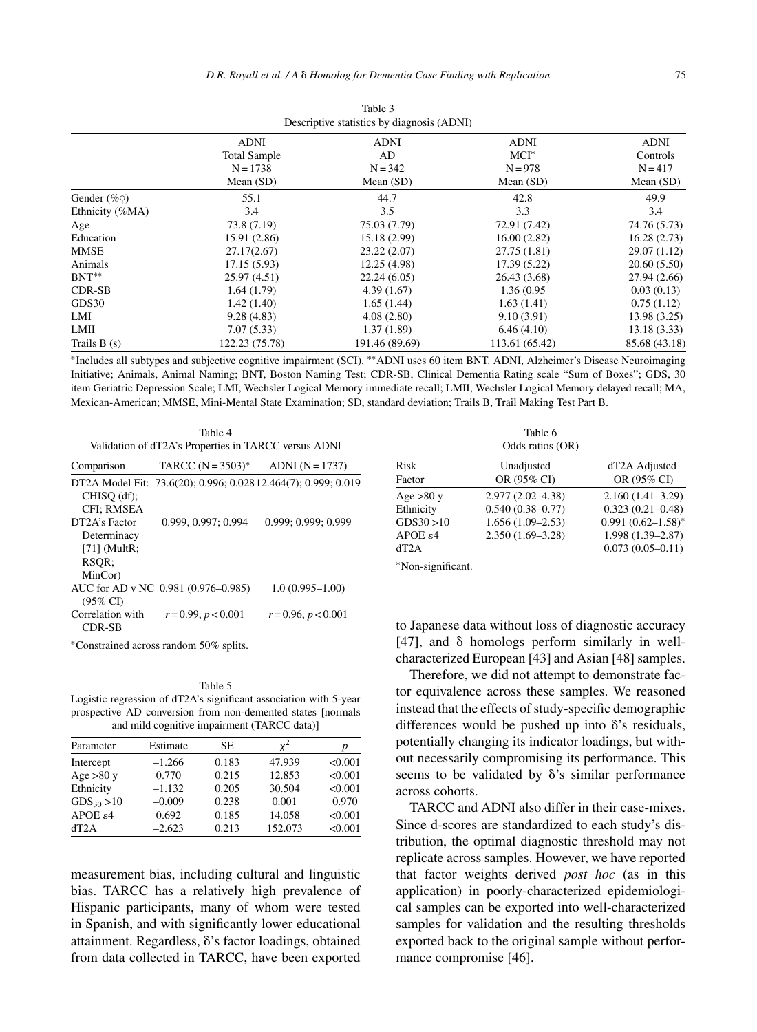Table 3

Descriptive statistics by diagnosis (ADNI)

| | ADNI Total Sample N = 1738 Mean (SD) | ADNI AD N = 342 Mean (SD) | ADNI MCI* N = 978 Mean (SD) | ADNI Controls N = 417 Mean (SD) |
|---|---|---|---|---|
| Gender (%♀) | 55.1 | 44.7 | 42.8 | 49.9 |
| Ethnicity (%MA) | 3.4 | 3.5 | 3.3 | 3.4 |
| Age | 73.8 (7.19) | 75.03 (7.79) | 72.91 (7.42) | 74.76 (5.73) |
| Education | 15.91 (2.86) | 15.18 (2.99) | 16.00 (2.82) | 16.28 (2.73) |
| MMSE | 27.17(2.67) | 23.22 (2.07) | 27.75 (1.81) | 29.07 (1.12) |
| Animals | 17.15 (5.93) | 12.25 (4.98) | 17.39 (5.22) | 20.60 (5.50) |
| BNT** | 25.97 (4.51) | 22.24 (6.05) | 26.43 (3.68) | 27.94 (2.66) |
| CDR-SB | 1.64 (1.79) | 4.39 (1.67) | 1.36 (0.95 | 0.03 (0.13) |
| GDS30 | 1.42 (1.40) | 1.65 (1.44) | 1.63 (1.41) | 0.75 (1.12) |
| LMI | 9.28 (4.83) | 4.08 (2.80) | 9.10 (3.91) | 13.98 (3.25) |
| LMII | 7.07 (5.33) | 1.37 (1.89) | 6.46 (4.10) | 13.18 (3.33) |
| Trails B (s) | 122.23 (75.78) | 191.46 (89.69) | 113.61 (65.42) | 85.68 (43.18) |

*Includes all subtypes and subjective cognitive impairment (SCI). **ADNI uses 60 item BNT. ADNI, Alzheimer's Disease Neuroimaging Initiative; Animals, Animal Naming; BNT, Boston Naming Test; CDR-SB, Clinical Dementia Rating scale "Sum of Boxes"; GDS, 30 item Geriatric Depression Scale; LMI, Wechsler Logical Memory immediate recall; LMII, Wechsler Logical Memory delayed recall; MA, Mexican-American; MMSE, Mini-Mental State Examination; SD, standard deviation; Trails B, Trail Making Test Part B.

Table 4

Validation of dT2A's Properties in TARCC versus ADNI

| Comparison | TARCC (N = 3503)* | ADNI (N = 1737) |
|---|---|---|
| DT2A Model Fit: CHISQ (df); CFI; RMSEA | 73.6(20); 0.996; 0.028 | 12.464(7); 0.999; 0.019 |
| DT2A's Factor Determinacy [71] (MultR; RSQR; MinCor) | 0.999, 0.997; 0.994 | 0.999; 0.999; 0.999 |
| AUC for AD v NC (95% CI) | 0.981 (0.976–0.985) | 1.0 (0.995–1.00) |
| Correlation with CDR-SB | $r = 0.99$, $p < 0.001$ | $r = 0.96$, $p < 0.001$ |

*Constrained across random 50% splits.

Table 5

Logistic regression of dT2A's significant association with 5-year prospective AD conversion from non-demented states [normals and mild cognitive impairment (TARCC data)]

| Parameter | Estimate | SE | $\chi^2$ | $p$ |
|---|---|---|---|---|
| Intercept | −1.266 | 0.183 | 47.939 | <0.001 |
| Age >80 y | 0.770 | 0.215 | 12.853 | <0.001 |
| Ethnicity | −1.132 | 0.205 | 30.504 | <0.001 |
| $GDS_{30}$ >10 | −0.009 | 0.238 | 0.001 | 0.970 |
| APOE ε4 | 0.692 | 0.185 | 14.058 | <0.001 |
| dT2A | −2.623 | 0.213 | 152.073 | <0.001 |

Table 6

Odds ratios (OR)

| Risk Factor | Unadjusted OR (95% CI) | dT2A Adjusted OR (95% CI) |
|---|---|---|
| Age >80 y | 2.977 (2.02–4.38) | 2.160 (1.41–3.29) |
| Ethnicity | 0.540 (0.38–0.77) | 0.323 (0.21–0.48) |
| GDS30 >10 | 1.656 (1.09–2.53) | 0.991 (0.62–1.58)* |
| APOE ε4 | 2.350 (1.69–3.28) | 1.998 (1.39–2.87) |
| dT2A | | 0.073 (0.05–0.11) |

*Non-significant.

measurement bias, including cultural and linguistic bias. TARCC has a relatively high prevalence of Hispanic participants, many of whom were tested in Spanish, and with significantly lower educational attainment. Regardless, δ's factor loadings, obtained from data collected in TARCC, have been exported to Japanese data without loss of diagnostic accuracy [47], and δ homologs perform similarly in well-characterized European [43] and Asian [48] samples.

Therefore, we did not attempt to demonstrate factor equivalence across these samples. We reasoned instead that the effects of study-specific demographic differences would be pushed up into δ's residuals, potentially changing its indicator loadings, but without necessarily compromising its performance. This seems to be validated by δ's similar performance across cohorts.

TARCC and ADNI also differ in their case-mixes. Since d-scores are standardized to each study's distribution, the optimal diagnostic threshold may not replicate across samples. However, we have reported that factor weights derived *post hoc* (as in this application) in poorly-characterized epidemiological samples can be exported into well-characterized samples for validation and the resulting thresholds exported back to the original sample without performance compromise [46].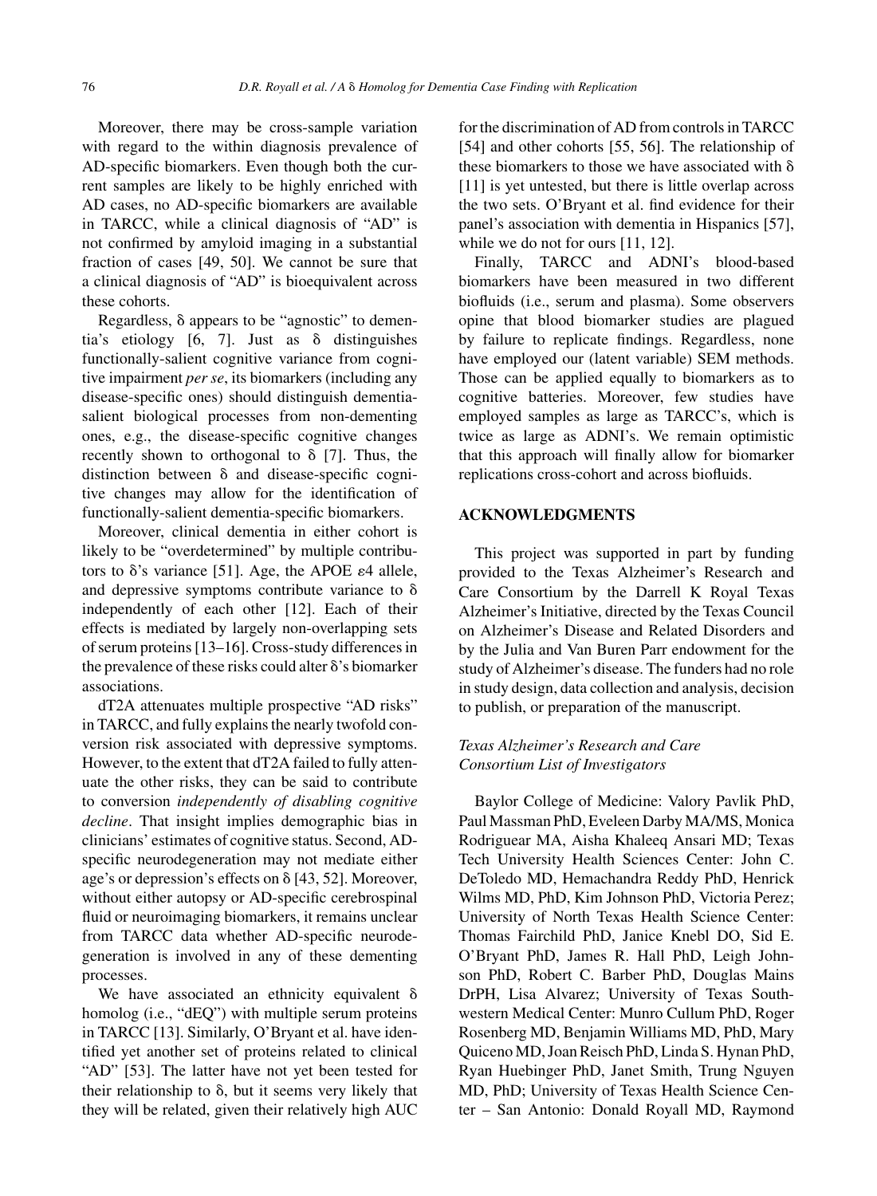Moreover, there may be cross-sample variation with regard to the within diagnosis prevalence of AD-specific biomarkers. Even though both the current samples are likely to be highly enriched with AD cases, no AD-specific biomarkers are available in TARCC, while a clinical diagnosis of "AD" is not confirmed by amyloid imaging in a substantial fraction of cases [49, 50]. We cannot be sure that a clinical diagnosis of "AD" is bioequivalent across these cohorts.

Regardless, δ appears to be "agnostic" to dementia's etiology [6, 7]. Just as δ distinguishes functionally-salient cognitive variance from cognitive impairment *per se*, its biomarkers (including any disease-specific ones) should distinguish dementia-salient biological processes from non-dementing ones, e.g., the disease-specific cognitive changes recently shown to orthogonal to δ [7]. Thus, the distinction between δ and disease-specific cognitive changes may allow for the identification of functionally-salient dementia-specific biomarkers.

Moreover, clinical dementia in either cohort is likely to be "overdetermined" by multiple contributors to δ's variance [51]. Age, the APOE ε4 allele, and depressive symptoms contribute variance to δ independently of each other [12]. Each of their effects is mediated by largely non-overlapping sets of serum proteins [13–16]. Cross-study differences in the prevalence of these risks could alter δ's biomarker associations.

dT2A attenuates multiple prospective "AD risks" in TARCC, and fully explains the nearly twofold conversion risk associated with depressive symptoms. However, to the extent that dT2A failed to fully attenuate the other risks, they can be said to contribute to conversion *independently of disabling cognitive decline*. That insight implies demographic bias in clinicians' estimates of cognitive status. Second, AD-specific neurodegeneration may not mediate either age's or depression's effects on δ [43, 52]. Moreover, without either autopsy or AD-specific cerebrospinal fluid or neuroimaging biomarkers, it remains unclear from TARCC data whether AD-specific neurodegeneration is involved in any of these dementing processes.

We have associated an ethnicity equivalent δ homolog (i.e., "dEQ") with multiple serum proteins in TARCC [13]. Similarly, O'Bryant et al. have identified yet another set of proteins related to clinical "AD" [53]. The latter have not yet been tested for their relationship to δ, but it seems very likely that they will be related, given their relatively high AUC for the discrimination of AD from controls in TARCC [54] and other cohorts [55, 56]. The relationship of these biomarkers to those we have associated with δ [11] is yet untested, but there is little overlap across the two sets. O'Bryant et al. find evidence for their panel's association with dementia in Hispanics [57], while we do not for ours [11, 12].

Finally, TARCC and ADNI's blood-based biomarkers have been measured in two different biofluids (i.e., serum and plasma). Some observers opine that blood biomarker studies are plagued by failure to replicate findings. Regardless, none have employed our (latent variable) SEM methods. Those can be applied equally to biomarkers as to cognitive batteries. Moreover, few studies have employed samples as large as TARCC's, which is twice as large as ADNI's. We remain optimistic that this approach will finally allow for biomarker replications cross-cohort and across biofluids.

## ACKNOWLEDGMENTS

This project was supported in part by funding provided to the Texas Alzheimer's Research and Care Consortium by the Darrell K Royal Texas Alzheimer's Initiative, directed by the Texas Council on Alzheimer's Disease and Related Disorders and by the Julia and Van Buren Parr endowment for the study of Alzheimer's disease. The funders had no role in study design, data collection and analysis, decision to publish, or preparation of the manuscript.

### *Texas Alzheimer's Research and Care Consortium List of Investigators*

Baylor College of Medicine: Valory Pavlik PhD, Paul Massman PhD, Eveleen Darby MA/MS, Monica Rodriguear MA, Aisha Khaleeq Ansari MD; Texas Tech University Health Sciences Center: John C. DeToledo MD, Hemachandra Reddy PhD, Henrick Wilms MD, PhD, Kim Johnson PhD, Victoria Perez; University of North Texas Health Science Center: Thomas Fairchild PhD, Janice Knebl DO, Sid E. O'Bryant PhD, James R. Hall PhD, Leigh Johnson PhD, Robert C. Barber PhD, Douglas Mains DrPH, Lisa Alvarez; University of Texas Southwestern Medical Center: Munro Cullum PhD, Roger Rosenberg MD, Benjamin Williams MD, PhD, Mary Quiceno MD, Joan Reisch PhD, Linda S. Hynan PhD, Ryan Huebinger PhD, Janet Smith, Trung Nguyen MD, PhD; University of Texas Health Science Center – San Antonio: Donald Royall MD, Raymond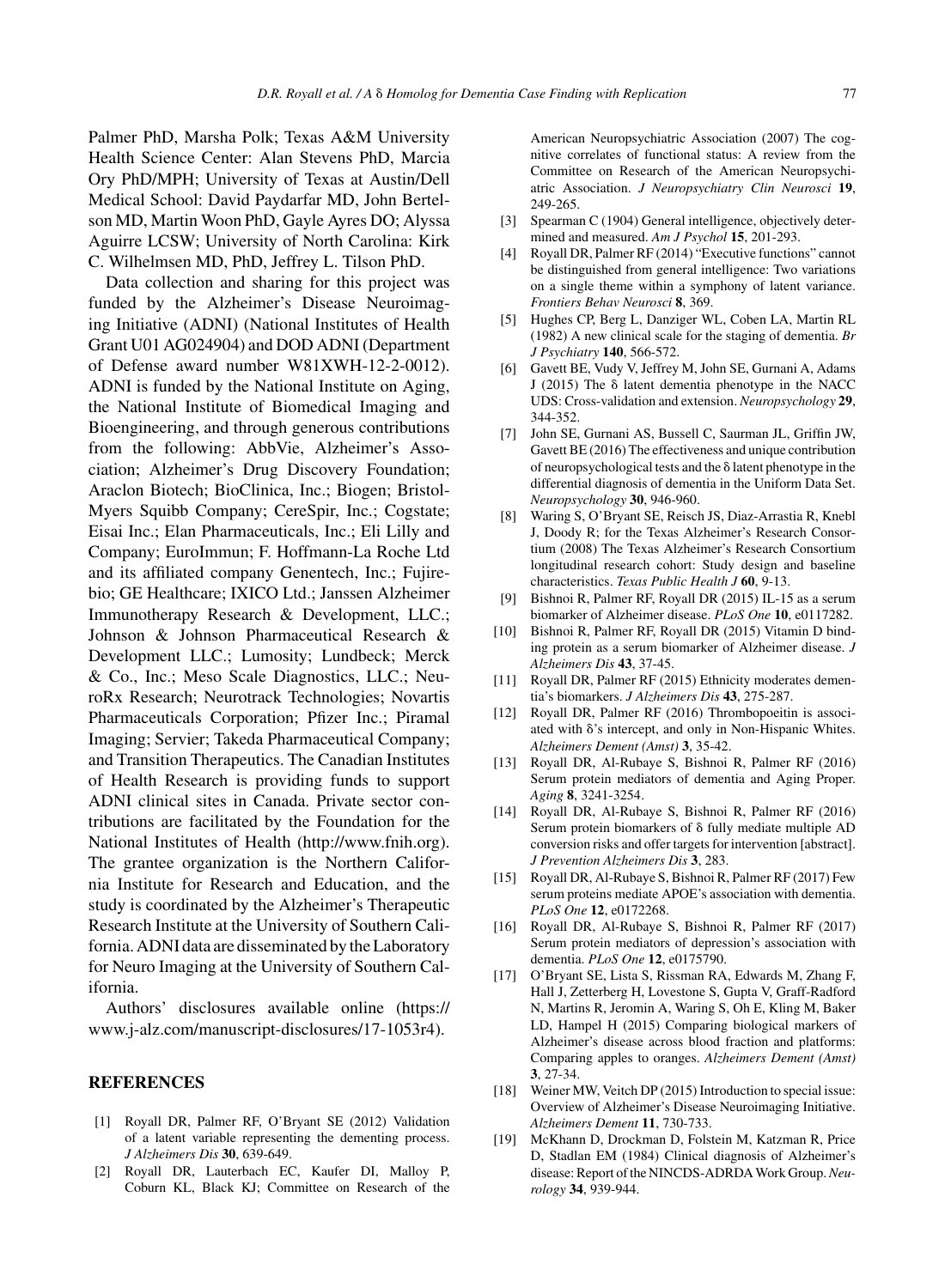Palmer PhD, Marsha Polk; Texas A&M University Health Science Center: Alan Stevens PhD, Marcia Ory PhD/MPH; University of Texas at Austin/Dell Medical School: David Paydarfar MD, John Bertelson MD, Martin Woon PhD, Gayle Ayres DO; Alyssa Aguirre LCSW; University of North Carolina: Kirk C. Wilhelmsen MD, PhD, Jeffrey L. Tilson PhD.

Data collection and sharing for this project was funded by the Alzheimer's Disease Neuroimaging Initiative (ADNI) (National Institutes of Health Grant U01 AG024904) and DOD ADNI (Department of Defense award number W81XWH-12-2-0012). ADNI is funded by the National Institute on Aging, the National Institute of Biomedical Imaging and Bioengineering, and through generous contributions from the following: AbbVie, Alzheimer's Association; Alzheimer's Drug Discovery Foundation; Araclon Biotech; BioClinica, Inc.; Biogen; Bristol-Myers Squibb Company; CereSpir, Inc.; Cogstate; Eisai Inc.; Elan Pharmaceuticals, Inc.; Eli Lilly and Company; EuroImmun; F. Hoffmann-La Roche Ltd and its affiliated company Genentech, Inc.; Fujirebio; GE Healthcare; IXICO Ltd.; Janssen Alzheimer Immunotherapy Research & Development, LLC.; Johnson & Johnson Pharmaceutical Research & Development LLC.; Lumosity; Lundbeck; Merck & Co., Inc.; Meso Scale Diagnostics, LLC.; NeuroRx Research; Neurotrack Technologies; Novartis Pharmaceuticals Corporation; Pfizer Inc.; Piramal Imaging; Servier; Takeda Pharmaceutical Company; and Transition Therapeutics. The Canadian Institutes of Health Research is providing funds to support ADNI clinical sites in Canada. Private sector contributions are facilitated by the Foundation for the National Institutes of Health (http://www.fnih.org). The grantee organization is the Northern California Institute for Research and Education, and the study is coordinated by the Alzheimer's Therapeutic Research Institute at the University of Southern California. ADNI data are disseminated by the Laboratory for Neuro Imaging at the University of Southern California.

Authors' disclosures available online (https://www.j-alz.com/manuscript-disclosures/17-1053r4).

## REFERENCES

[1] Royall DR, Palmer RF, O'Bryant SE (2012) Validation of a latent variable representing the dementing process. *J Alzheimers Dis* **30**, 639-649.

[2] Royall DR, Lauterbach EC, Kaufer DI, Malloy P, Coburn KL, Black KJ; Committee on Research of the American Neuropsychiatric Association (2007) The cognitive correlates of functional status: A review from the Committee on Research of the American Neuropsychiatric Association. *J Neuropsychiatry Clin Neurosci* **19**, 249-265.

[3] Spearman C (1904) General intelligence, objectively determined and measured. *Am J Psychol* **15**, 201-293.

[4] Royall DR, Palmer RF (2014) "Executive functions" cannot be distinguished from general intelligence: Two variations on a single theme within a symphony of latent variance. *Frontiers Behav Neurosci* **8**, 369.

[5] Hughes CP, Berg L, Danziger WL, Coben LA, Martin RL (1982) A new clinical scale for the staging of dementia. *Br J Psychiatry* **140**, 566-572.

[6] Gavett BE, Vudy V, Jeffrey M, John SE, Gurnani A, Adams J (2015) The δ latent dementia phenotype in the NACC UDS: Cross-validation and extension. *Neuropsychology* **29**, 344-352.

[7] John SE, Gurnani AS, Bussell C, Saurman JL, Griffin JW, Gavett BE (2016) The effectiveness and unique contribution of neuropsychological tests and the δ latent phenotype in the differential diagnosis of dementia in the Uniform Data Set. *Neuropsychology* **30**, 946-960.

[8] Waring S, O'Bryant SE, Reisch JS, Diaz-Arrastia R, Knebl J, Doody R; for the Texas Alzheimer's Research Consortium (2008) The Texas Alzheimer's Research Consortium longitudinal research cohort: Study design and baseline characteristics. *Texas Public Health J* **60**, 9-13.

[9] Bishnoi R, Palmer RF, Royall DR (2015) IL-15 as a serum biomarker of Alzheimer disease. *PLoS One* **10**, e0117282.

[10] Bishnoi R, Palmer RF, Royall DR (2015) Vitamin D binding protein as a serum biomarker of Alzheimer disease. *J Alzheimers Dis* **43**, 37-45.

[11] Royall DR, Palmer RF (2015) Ethnicity moderates dementia's biomarkers. *J Alzheimers Dis* **43**, 275-287.

[12] Royall DR, Palmer RF (2016) Thrombopoeitin is associated with δ's intercept, and only in Non-Hispanic Whites. *Alzheimers Dement (Amst)* **3**, 35-42.

[13] Royall DR, Al-Rubaye S, Bishnoi R, Palmer RF (2016) Serum protein mediators of dementia and Aging Proper. *Aging* **8**, 3241-3254.

[14] Royall DR, Al-Rubaye S, Bishnoi R, Palmer RF (2016) Serum protein biomarkers of δ fully mediate multiple AD conversion risks and offer targets for intervention [abstract]. *J Prevention Alzheimers Dis* **3**, 283.

[15] Royall DR, Al-Rubaye S, Bishnoi R, Palmer RF (2017) Few serum proteins mediate APOE's association with dementia. *PLoS One* **12**, e0172268.

[16] Royall DR, Al-Rubaye S, Bishnoi R, Palmer RF (2017) Serum protein mediators of depression's association with dementia. *PLoS One* **12**, e0175790.

[17] O'Bryant SE, Lista S, Rissman RA, Edwards M, Zhang F, Hall J, Zetterberg H, Lovestone S, Gupta V, Graff-Radford N, Martins R, Jeromin A, Waring S, Oh E, Kling M, Baker LD, Hampel H (2015) Comparing biological markers of Alzheimer's disease across blood fraction and platforms: Comparing apples to oranges. *Alzheimers Dement (Amst)* **3**, 27-34.

[18] Weiner MW, Veitch DP (2015) Introduction to special issue: Overview of Alzheimer's Disease Neuroimaging Initiative. *Alzheimers Dement* **11**, 730-733.

[19] McKhann D, Drockman D, Folstein M, Katzman R, Price D, Stadlan EM (1984) Clinical diagnosis of Alzheimer's disease: Report of the NINCDS-ADRDA Work Group. *Neurology* **34**, 939-944.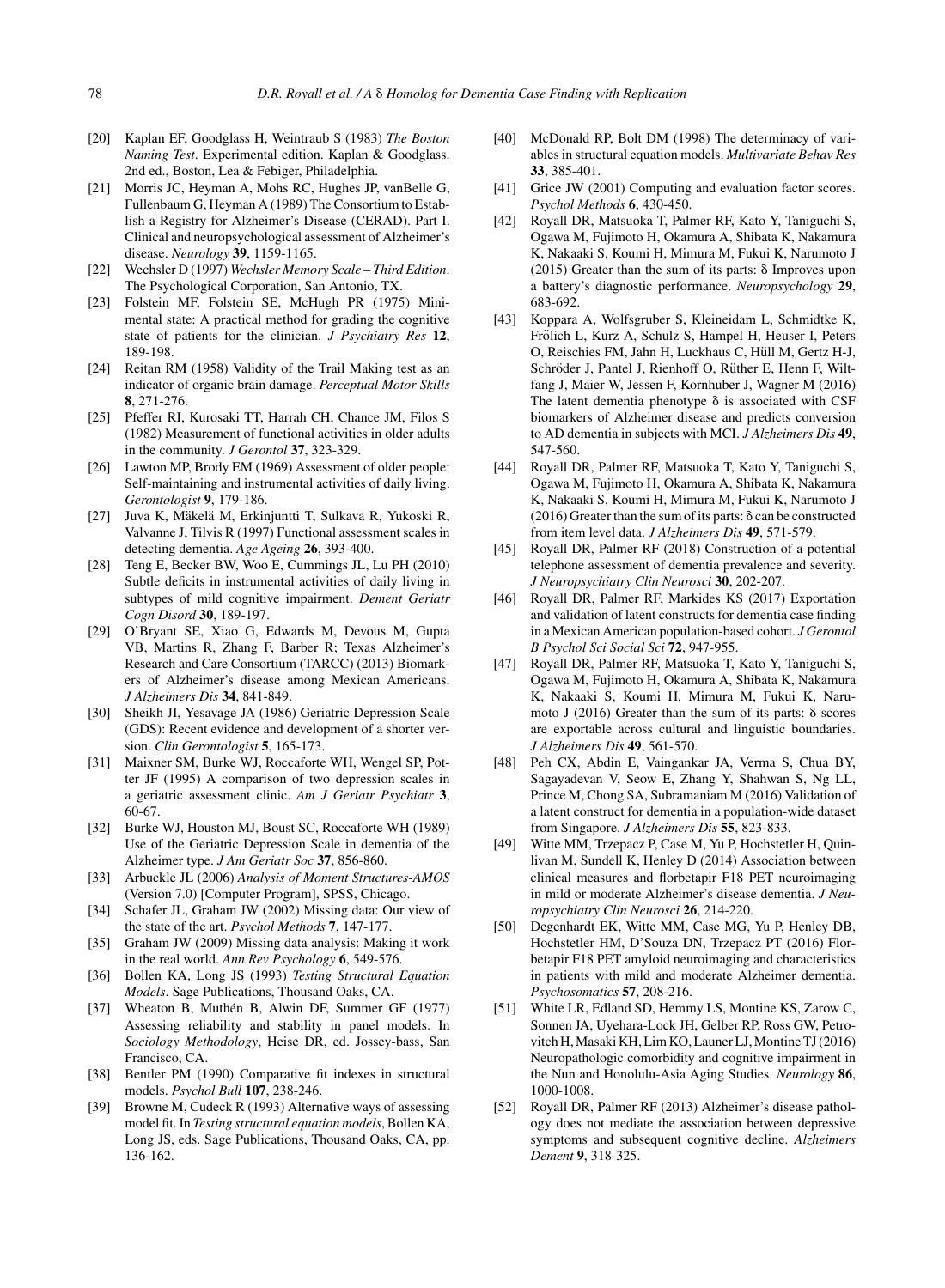[20] Kaplan EF, Goodglass H, Weintraub S (1983) *The Boston Naming Test*. Experimental edition. Kaplan & Goodglass. 2nd ed., Boston, Lea & Febiger, Philadelphia.

[21] Morris JC, Heyman A, Mohs RC, Hughes JP, vanBelle G, Fullenbaum G, Heyman A (1989) The Consortium to Establish a Registry for Alzheimer's Disease (CERAD). Part I. Clinical and neuropsychological assessment of Alzheimer's disease. *Neurology* **39**, 1159-1165.

[22] Wechsler D (1997) *Wechsler Memory Scale – Third Edition*. The Psychological Corporation, San Antonio, TX.

[23] Folstein MF, Folstein SE, McHugh PR (1975) Mini-mental state: A practical method for grading the cognitive state of patients for the clinician. *J Psychiatry Res* **12**, 189-198.

[24] Reitan RM (1958) Validity of the Trail Making test as an indicator of organic brain damage. *Perceptual Motor Skills* **8**, 271-276.

[25] Pfeffer RI, Kurosaki TT, Harrah CH, Chance JM, Filos S (1982) Measurement of functional activities in older adults in the community. *J Gerontol* **37**, 323-329.

[26] Lawton MP, Brody EM (1969) Assessment of older people: Self-maintaining and instrumental activities of daily living. *Gerontologist* **9**, 179-186.

[27] Juva K, Mäkelä M, Erkinjuntti T, Sulkava R, Yukoski R, Valvanne J, Tilvis R (1997) Functional assessment scales in detecting dementia. *Age Ageing* **26**, 393-400.

[28] Teng E, Becker BW, Woo E, Cummings JL, Lu PH (2010) Subtle deficits in instrumental activities of daily living in subtypes of mild cognitive impairment. *Dement Geriatr Cogn Disord* **30**, 189-197.

[29] O'Bryant SE, Xiao G, Edwards M, Devous M, Gupta VB, Martins R, Zhang F, Barber R; Texas Alzheimer's Research and Care Consortium (TARCC) (2013) Biomarkers of Alzheimer's disease among Mexican Americans. *J Alzheimers Dis* **34**, 841-849.

[30] Sheikh JI, Yesavage JA (1986) Geriatric Depression Scale (GDS): Recent evidence and development of a shorter version. *Clin Gerontologist* **5**, 165-173.

[31] Maixner SM, Burke WJ, Roccaforte WH, Wengel SP, Potter JF (1995) A comparison of two depression scales in a geriatric assessment clinic. *Am J Geriatr Psychiatr* **3**, 60-67.

[32] Burke WJ, Houston MJ, Boust SC, Roccaforte WH (1989) Use of the Geriatric Depression Scale in dementia of the Alzheimer type. *J Am Geriatr Soc* **37**, 856-860.

[33] Arbuckle JL (2006) *Analysis of Moment Structures-AMOS* (Version 7.0) [Computer Program], SPSS, Chicago.

[34] Schafer JL, Graham JW (2002) Missing data: Our view of the state of the art. *Psychol Methods* **7**, 147-177.

[35] Graham JW (2009) Missing data analysis: Making it work in the real world. *Ann Rev Psychology* **6**, 549-576.

[36] Bollen KA, Long JS (1993) *Testing Structural Equation Models*. Sage Publications, Thousand Oaks, CA.

[37] Wheaton B, Muthén B, Alwin DF, Summer GF (1977) Assessing reliability and stability in panel models. In *Sociology Methodology*, Heise DR, ed. Jossey-bass, San Francisco, CA.

[38] Bentler PM (1990) Comparative fit indexes in structural models. *Psychol Bull* **107**, 238-246.

[39] Browne M, Cudeck R (1993) Alternative ways of assessing model fit. In *Testing structural equation models*, Bollen KA, Long JS, eds. Sage Publications, Thousand Oaks, CA, pp. 136-162.

[40] McDonald RP, Bolt DM (1998) The determinacy of variables in structural equation models. *Multivariate Behav Res* **33**, 385-401.

[41] Grice JW (2001) Computing and evaluation factor scores. *Psychol Methods* **6**, 430-450.

[42] Royall DR, Matsuoka T, Palmer RF, Kato Y, Taniguchi S, Ogawa M, Fujimoto H, Okamura A, Shibata K, Nakamura K, Nakaaki S, Koumi H, Mimura M, Fukui K, Narumoto J (2015) Greater than the sum of its parts: δ Improves upon a battery's diagnostic performance. *Neuropsychology* **29**, 683-692.

[43] Koppara A, Wolfsgruber S, Kleineidam L, Schmidtke K, Frölich L, Kurz A, Schulz S, Hampel H, Heuser I, Peters O, Reischies FM, Jahn H, Luckhaus C, Hüll M, Gertz H-J, Schröder J, Pantel J, Rienhoff O, Rüther E, Henn F, Wiltfang J, Maier W, Jessen F, Kornhuber J, Wagner M (2016) The latent dementia phenotype δ is associated with CSF biomarkers of Alzheimer disease and predicts conversion to AD dementia in subjects with MCI. *J Alzheimers Dis* **49**, 547-560.

[44] Royall DR, Palmer RF, Matsuoka T, Kato Y, Taniguchi S, Ogawa M, Fujimoto H, Okamura A, Shibata K, Nakamura K, Nakaaki S, Koumi H, Mimura M, Fukui K, Narumoto J (2016) Greater than the sum of its parts: δ can be constructed from item level data. *J Alzheimers Dis* **49**, 571-579.

[45] Royall DR, Palmer RF (2018) Construction of a potential telephone assessment of dementia prevalence and severity. *J Neuropsychiatry Clin Neurosci* **30**, 202-207.

[46] Royall DR, Palmer RF, Markides KS (2017) Exportation and validation of latent constructs for dementia case finding in a Mexican American population-based cohort. *J Gerontol B Psychol Sci Social Sci* **72**, 947-955.

[47] Royall DR, Palmer RF, Matsuoka T, Kato Y, Taniguchi S, Ogawa M, Fujimoto H, Okamura A, Shibata K, Nakamura K, Nakaaki S, Koumi H, Mimura M, Fukui K, Narumoto J (2016) Greater than the sum of its parts: δ scores are exportable across cultural and linguistic boundaries. *J Alzheimers Dis* **49**, 561-570.

[48] Peh CX, Abdin E, Vaingankar JA, Verma S, Chua BY, Sagayadevan V, Seow E, Zhang Y, Shahwan S, Ng LL, Prince M, Chong SA, Subramaniam M (2016) Validation of a latent construct for dementia in a population-wide dataset from Singapore. *J Alzheimers Dis* **55**, 823-833.

[49] Witte MM, Trzepacz P, Case M, Yu P, Hochstetler H, Quinlivan M, Sundell K, Henley D (2014) Association between clinical measures and florbetapir F18 PET neuroimaging in mild or moderate Alzheimer's disease dementia. *J Neuropsychiatry Clin Neurosci* **26**, 214-220.

[50] Degenhardt EK, Witte MM, Case MG, Yu P, Henley DB, Hochstetler HM, D'Souza DN, Trzepacz PT (2016) Florbetapir F18 PET amyloid neuroimaging and characteristics in patients with mild and moderate Alzheimer dementia. *Psychosomatics* **57**, 208-216.

[51] White LR, Edland SD, Hemmy LS, Montine KS, Zarow C, Sonnen JA, Uyehara-Lock JH, Gelber RP, Ross GW, Petrovitch H, Masaki KH, Lim KO, Launer LJ, Montine TJ (2016) Neuropathologic comorbidity and cognitive impairment in the Nun and Honolulu-Asia Aging Studies. *Neurology* **86**, 1000-1008.

[52] Royall DR, Palmer RF (2013) Alzheimer's disease pathology does not mediate the association between depressive symptoms and subsequent cognitive decline. *Alzheimers Dement* **9**, 318-325.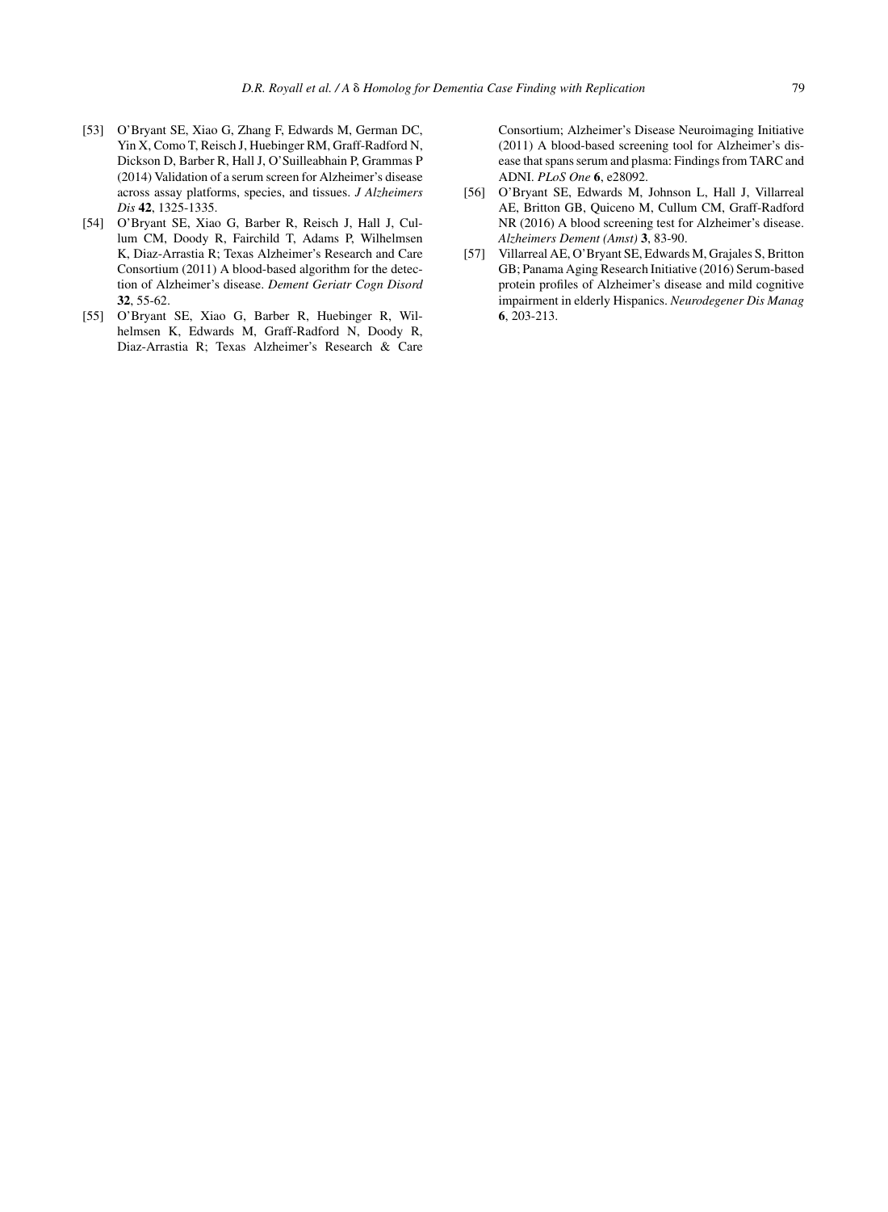[53] O'Bryant SE, Xiao G, Zhang F, Edwards M, German DC, Yin X, Como T, Reisch J, Huebinger RM, Graff-Radford N, Dickson D, Barber R, Hall J, O'Suilleabhain P, Grammas P (2014) Validation of a serum screen for Alzheimer's disease across assay platforms, species, and tissues. *J Alzheimers Dis* **42**, 1325-1335.

[54] O'Bryant SE, Xiao G, Barber R, Reisch J, Hall J, Cullum CM, Doody R, Fairchild T, Adams P, Wilhelmsen K, Diaz-Arrastia R; Texas Alzheimer's Research and Care Consortium (2011) A blood-based algorithm for the detection of Alzheimer's disease. *Dement Geriatr Cogn Disord* **32**, 55-62.

[55] O'Bryant SE, Xiao G, Barber R, Huebinger R, Wilhelmsen K, Edwards M, Graff-Radford N, Doody R, Diaz-Arrastia R; Texas Alzheimer's Research & Care Consortium; Alzheimer's Disease Neuroimaging Initiative (2011) A blood-based screening tool for Alzheimer's disease that spans serum and plasma: Findings from TARC and ADNI. *PLoS One* **6**, e28092.

[56] O'Bryant SE, Edwards M, Johnson L, Hall J, Villarreal AE, Britton GB, Quiceno M, Cullum CM, Graff-Radford NR (2016) A blood screening test for Alzheimer's disease. *Alzheimers Dement (Amst)* **3**, 83-90.

[57] Villarreal AE, O'Bryant SE, Edwards M, Grajales S, Britton GB; Panama Aging Research Initiative (2016) Serum-based protein profiles of Alzheimer's disease and mild cognitive impairment in elderly Hispanics. *Neurodegener Dis Manag* **6**, 203-213.